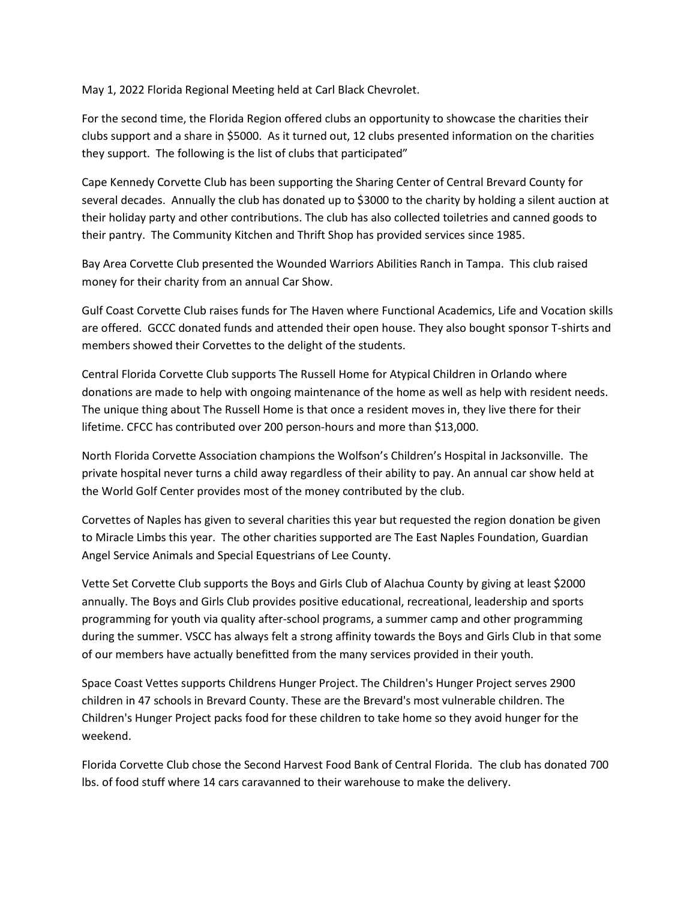May 1, 2022 Florida Regional Meeting held at Carl Black Chevrolet.

For the second time, the Florida Region offered clubs an opportunity to showcase the charities their clubs support and a share in $5000. As it turned out, 12 clubs presented information on the charities they support. The following is the list of clubs that participated"

Cape Kennedy Corvette Club has been supporting the Sharing Center of Central Brevard County for several decades. Annually the club has donated up to $3000 to the charity by holding a silent auction at their holiday party and other contributions. The club has also collected toiletries and canned goods to their pantry. The Community Kitchen and Thrift Shop has provided services since 1985.

Bay Area Corvette Club presented the Wounded Warriors Abilities Ranch in Tampa. This club raised money for their charity from an annual Car Show.

Gulf Coast Corvette Club raises funds for The Haven where Functional Academics, Life and Vocation skills are offered. GCCC donated funds and attended their open house. They also bought sponsor T-shirts and members showed their Corvettes to the delight of the students.

Central Florida Corvette Club supports The Russell Home for Atypical Children in Orlando where donations are made to help with ongoing maintenance of the home as well as help with resident needs. The unique thing about The Russell Home is that once a resident moves in, they live there for their lifetime. CFCC has contributed over 200 person-hours and more than $13,000.

North Florida Corvette Association champions the Wolfson's Children's Hospital in Jacksonville. The private hospital never turns a child away regardless of their ability to pay. An annual car show held at the World Golf Center provides most of the money contributed by the club.

Corvettes of Naples has given to several charities this year but requested the region donation be given to Miracle Limbs this year. The other charities supported are The East Naples Foundation, Guardian Angel Service Animals and Special Equestrians of Lee County.

Vette Set Corvette Club supports the Boys and Girls Club of Alachua County by giving at least $2000 annually. The Boys and Girls Club provides positive educational, recreational, leadership and sports programming for youth via quality after-school programs, a summer camp and other programming during the summer. VSCC has always felt a strong affinity towards the Boys and Girls Club in that some of our members have actually benefitted from the many services provided in their youth.

Space Coast Vettes supports Childrens Hunger Project. The Children's Hunger Project serves 2900 children in 47 schools in Brevard County. These are the Brevard's most vulnerable children. The Children's Hunger Project packs food for these children to take home so they avoid hunger for the weekend.

Florida Corvette Club chose the Second Harvest Food Bank of Central Florida. The club has donated 700 lbs. of food stuff where 14 cars caravanned to their warehouse to make the delivery.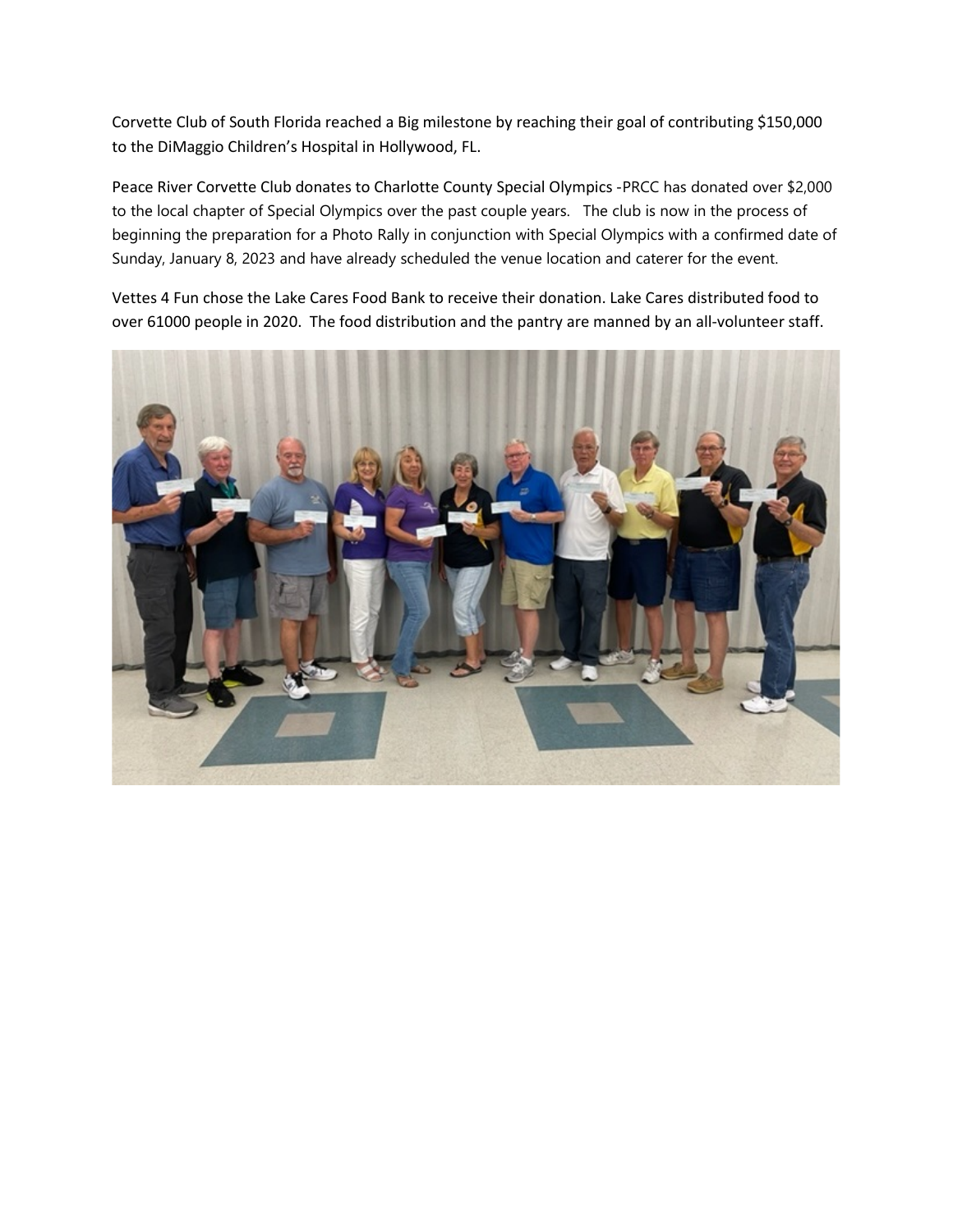Corvette Club of South Florida reached a Big milestone by reaching their goal of contributing $150,000 to the DiMaggio Children's Hospital in Hollywood, FL.

Peace River Corvette Club donates to Charlotte County Special Olympics -PRCC has donated over $2,000 to the local chapter of Special Olympics over the past couple years.   The club is now in the process of beginning the preparation for a Photo Rally in conjunction with Special Olympics with a confirmed date of Sunday, January 8, 2023 and have already scheduled the venue location and caterer for the event.

Vettes 4 Fun chose the Lake Cares Food Bank to receive their donation. Lake Cares distributed food to over 61000 people in 2020.  The food distribution and the pantry are manned by an all-volunteer staff.